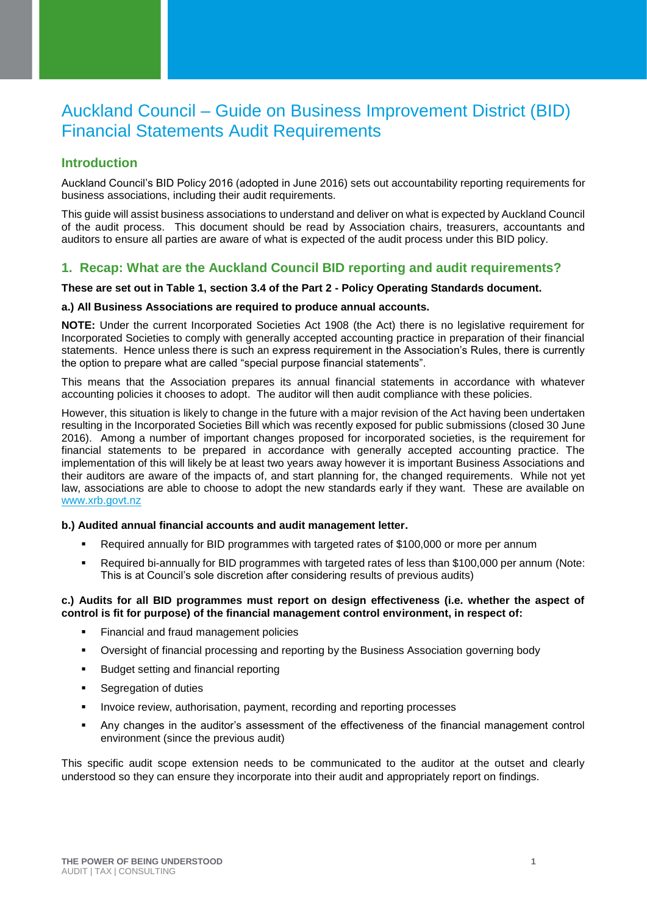# Auckland Council – Guide on Business Improvement District (BID) Financial Statements Audit Requirements

## Introduction

Auckland Council's BID Policy 2016 (adopted in June 2016) sets out accountability reporting requirements for business associations, including their audit requirements.

This guide will assist business associations to understand and deliver on what is expected by Auckland Council of the audit process. This document should be read by Association chairs, treasurers, accountants and auditors to ensure all parties are aware of what is expected of the audit process under this BID policy.

## 1. Recap: What are the Auckland Council BID reporting and audit requirements?

**These are set out in Table 1, section 3.4 of the Part 2 - Policy Operating Standards document.**

**a.) All Business Associations are required to produce annual accounts.**

**NOTE:** Under the current Incorporated Societies Act 1908 (the Act) there is no legislative requirement for Incorporated Societies to comply with generally accepted accounting practice in preparation of their financial statements. Hence unless there is such an express requirement in the Association's Rules, there is currently the option to prepare what are called "special purpose financial statements".

This means that the Association prepares its annual financial statements in accordance with whatever accounting policies it chooses to adopt. The auditor will then audit compliance with these policies.

However, this situation is likely to change in the future with a major revision of the Act having been undertaken resulting in the Incorporated Societies Bill which was recently exposed for public submissions (closed 30 June 2016). Among a number of important changes proposed for incorporated societies, is the requirement for financial statements to be prepared in accordance with generally accepted accounting practice. The implementation of this will likely be at least two years away however it is important Business Associations and their auditors are aware of the impacts of, and start planning for, the changed requirements. While not yet law, associations are able to choose to adopt the new standards early if they want. These are available on www.xrb.govt.nz

**b.) Audited annual financial accounts and audit management letter.**

- Required annually for BID programmes with targeted rates of $100,000 or more per annum
- Required bi-annually for BID programmes with targeted rates of less than $100,000 per annum (Note: This is at Council's sole discretion after considering results of previous audits)

**c.) Audits for all BID programmes must report on design effectiveness (i.e. whether the aspect of control is fit for purpose) of the financial management control environment, in respect of:**

- Financial and fraud management policies
- Oversight of financial processing and reporting by the Business Association governing body
- Budget setting and financial reporting
- Segregation of duties
- Invoice review, authorisation, payment, recording and reporting processes
- Any changes in the auditor's assessment of the effectiveness of the financial management control environment (since the previous audit)

This specific audit scope extension needs to be communicated to the auditor at the outset and clearly understood so they can ensure they incorporate into their audit and appropriately report on findings.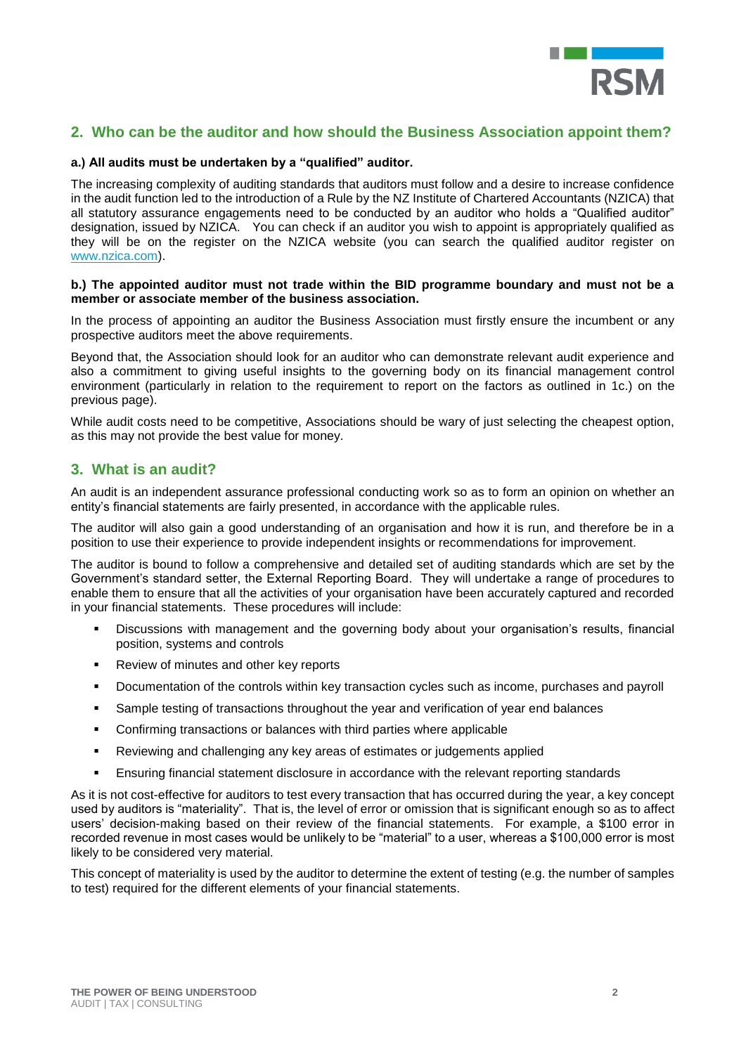## 2. Who can be the auditor and how should the Business Association appoint them?

**a.) All audits must be undertaken by a "qualified" auditor.**

The increasing complexity of auditing standards that auditors must follow and a desire to increase confidence in the audit function led to the introduction of a Rule by the NZ Institute of Chartered Accountants (NZICA) that all statutory assurance engagements need to be conducted by an auditor who holds a "Qualified auditor" designation, issued by NZICA. You can check if an auditor you wish to appoint is appropriately qualified as they will be on the register on the NZICA website (you can search the qualified auditor register on www.nzica.com).

**b.) The appointed auditor must not trade within the BID programme boundary and must not be a member or associate member of the business association.**

In the process of appointing an auditor the Business Association must firstly ensure the incumbent or any prospective auditors meet the above requirements.

Beyond that, the Association should look for an auditor who can demonstrate relevant audit experience and also a commitment to giving useful insights to the governing body on its financial management control environment (particularly in relation to the requirement to report on the factors as outlined in 1c.) on the previous page).

While audit costs need to be competitive, Associations should be wary of just selecting the cheapest option, as this may not provide the best value for money.

## 3. What is an audit?

An audit is an independent assurance professional conducting work so as to form an opinion on whether an entity's financial statements are fairly presented, in accordance with the applicable rules.

The auditor will also gain a good understanding of an organisation and how it is run, and therefore be in a position to use their experience to provide independent insights or recommendations for improvement.

The auditor is bound to follow a comprehensive and detailed set of auditing standards which are set by the Government's standard setter, the External Reporting Board. They will undertake a range of procedures to enable them to ensure that all the activities of your organisation have been accurately captured and recorded in your financial statements. These procedures will include:

- Discussions with management and the governing body about your organisation's results, financial position, systems and controls
- Review of minutes and other key reports
- Documentation of the controls within key transaction cycles such as income, purchases and payroll
- Sample testing of transactions throughout the year and verification of year end balances
- Confirming transactions or balances with third parties where applicable
- Reviewing and challenging any key areas of estimates or judgements applied
- Ensuring financial statement disclosure in accordance with the relevant reporting standards

As it is not cost-effective for auditors to test every transaction that has occurred during the year, a key concept used by auditors is "materiality". That is, the level of error or omission that is significant enough so as to affect users' decision-making based on their review of the financial statements. For example, a $100 error in recorded revenue in most cases would be unlikely to be "material" to a user, whereas a $100,000 error is most likely to be considered very material.

This concept of materiality is used by the auditor to determine the extent of testing (e.g. the number of samples to test) required for the different elements of your financial statements.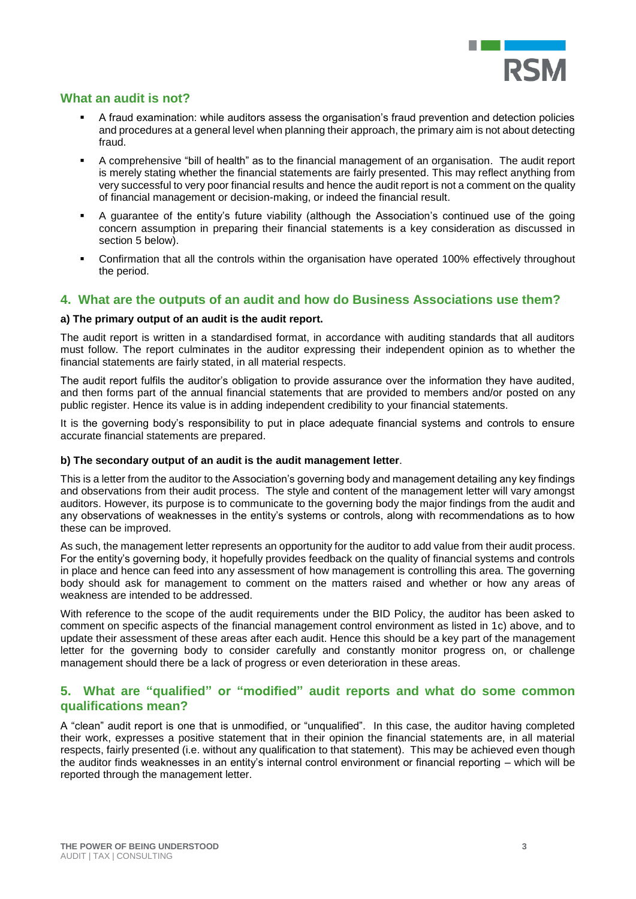## What an audit is not?

- A fraud examination: while auditors assess the organisation's fraud prevention and detection policies and procedures at a general level when planning their approach, the primary aim is not about detecting fraud.
- A comprehensive "bill of health" as to the financial management of an organisation. The audit report is merely stating whether the financial statements are fairly presented. This may reflect anything from very successful to very poor financial results and hence the audit report is not a comment on the quality of financial management or decision-making, or indeed the financial result.
- A guarantee of the entity's future viability (although the Association's continued use of the going concern assumption in preparing their financial statements is a key consideration as discussed in section 5 below).
- Confirmation that all the controls within the organisation have operated 100% effectively throughout the period.

## 4. What are the outputs of an audit and how do Business Associations use them?

**a) The primary output of an audit is the audit report.**

The audit report is written in a standardised format, in accordance with auditing standards that all auditors must follow. The report culminates in the auditor expressing their independent opinion as to whether the financial statements are fairly stated, in all material respects.

The audit report fulfils the auditor's obligation to provide assurance over the information they have audited, and then forms part of the annual financial statements that are provided to members and/or posted on any public register. Hence its value is in adding independent credibility to your financial statements.

It is the governing body's responsibility to put in place adequate financial systems and controls to ensure accurate financial statements are prepared.

**b) The secondary output of an audit is the audit management letter**.

This is a letter from the auditor to the Association's governing body and management detailing any key findings and observations from their audit process. The style and content of the management letter will vary amongst auditors. However, its purpose is to communicate to the governing body the major findings from the audit and any observations of weaknesses in the entity's systems or controls, along with recommendations as to how these can be improved.

As such, the management letter represents an opportunity for the auditor to add value from their audit process. For the entity's governing body, it hopefully provides feedback on the quality of financial systems and controls in place and hence can feed into any assessment of how management is controlling this area. The governing body should ask for management to comment on the matters raised and whether or how any areas of weakness are intended to be addressed.

With reference to the scope of the audit requirements under the BID Policy, the auditor has been asked to comment on specific aspects of the financial management control environment as listed in 1c) above, and to update their assessment of these areas after each audit. Hence this should be a key part of the management letter for the governing body to consider carefully and constantly monitor progress on, or challenge management should there be a lack of progress or even deterioration in these areas.

## 5. What are "qualified" or "modified" audit reports and what do some common qualifications mean?

A "clean" audit report is one that is unmodified, or "unqualified". In this case, the auditor having completed their work, expresses a positive statement that in their opinion the financial statements are, in all material respects, fairly presented (i.e. without any qualification to that statement). This may be achieved even though the auditor finds weaknesses in an entity's internal control environment or financial reporting – which will be reported through the management letter.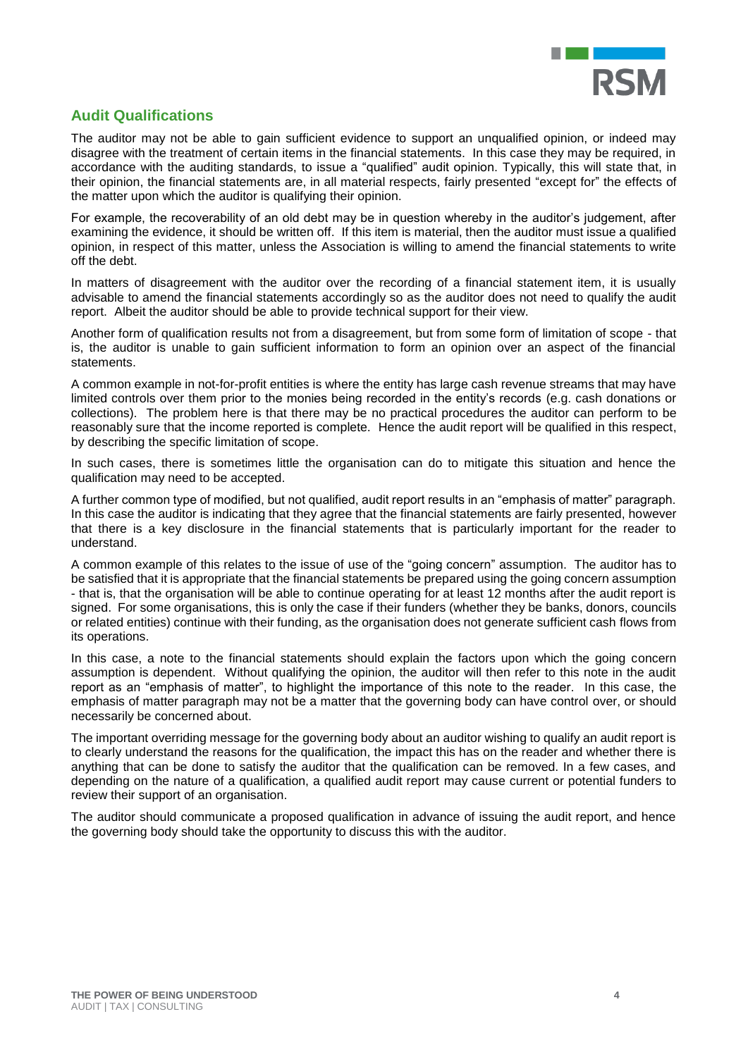## Audit Qualifications

The auditor may not be able to gain sufficient evidence to support an unqualified opinion, or indeed may disagree with the treatment of certain items in the financial statements. In this case they may be required, in accordance with the auditing standards, to issue a "qualified" audit opinion. Typically, this will state that, in their opinion, the financial statements are, in all material respects, fairly presented "except for" the effects of the matter upon which the auditor is qualifying their opinion.

For example, the recoverability of an old debt may be in question whereby in the auditor's judgement, after examining the evidence, it should be written off. If this item is material, then the auditor must issue a qualified opinion, in respect of this matter, unless the Association is willing to amend the financial statements to write off the debt.

In matters of disagreement with the auditor over the recording of a financial statement item, it is usually advisable to amend the financial statements accordingly so as the auditor does not need to qualify the audit report. Albeit the auditor should be able to provide technical support for their view.

Another form of qualification results not from a disagreement, but from some form of limitation of scope - that is, the auditor is unable to gain sufficient information to form an opinion over an aspect of the financial statements.

A common example in not-for-profit entities is where the entity has large cash revenue streams that may have limited controls over them prior to the monies being recorded in the entity's records (e.g. cash donations or collections). The problem here is that there may be no practical procedures the auditor can perform to be reasonably sure that the income reported is complete. Hence the audit report will be qualified in this respect, by describing the specific limitation of scope.

In such cases, there is sometimes little the organisation can do to mitigate this situation and hence the qualification may need to be accepted.

A further common type of modified, but not qualified, audit report results in an "emphasis of matter" paragraph. In this case the auditor is indicating that they agree that the financial statements are fairly presented, however that there is a key disclosure in the financial statements that is particularly important for the reader to understand.

A common example of this relates to the issue of use of the "going concern" assumption. The auditor has to be satisfied that it is appropriate that the financial statements be prepared using the going concern assumption - that is, that the organisation will be able to continue operating for at least 12 months after the audit report is signed. For some organisations, this is only the case if their funders (whether they be banks, donors, councils or related entities) continue with their funding, as the organisation does not generate sufficient cash flows from its operations.

In this case, a note to the financial statements should explain the factors upon which the going concern assumption is dependent. Without qualifying the opinion, the auditor will then refer to this note in the audit report as an "emphasis of matter", to highlight the importance of this note to the reader. In this case, the emphasis of matter paragraph may not be a matter that the governing body can have control over, or should necessarily be concerned about.

The important overriding message for the governing body about an auditor wishing to qualify an audit report is to clearly understand the reasons for the qualification, the impact this has on the reader and whether there is anything that can be done to satisfy the auditor that the qualification can be removed. In a few cases, and depending on the nature of a qualification, a qualified audit report may cause current or potential funders to review their support of an organisation.

The auditor should communicate a proposed qualification in advance of issuing the audit report, and hence the governing body should take the opportunity to discuss this with the auditor.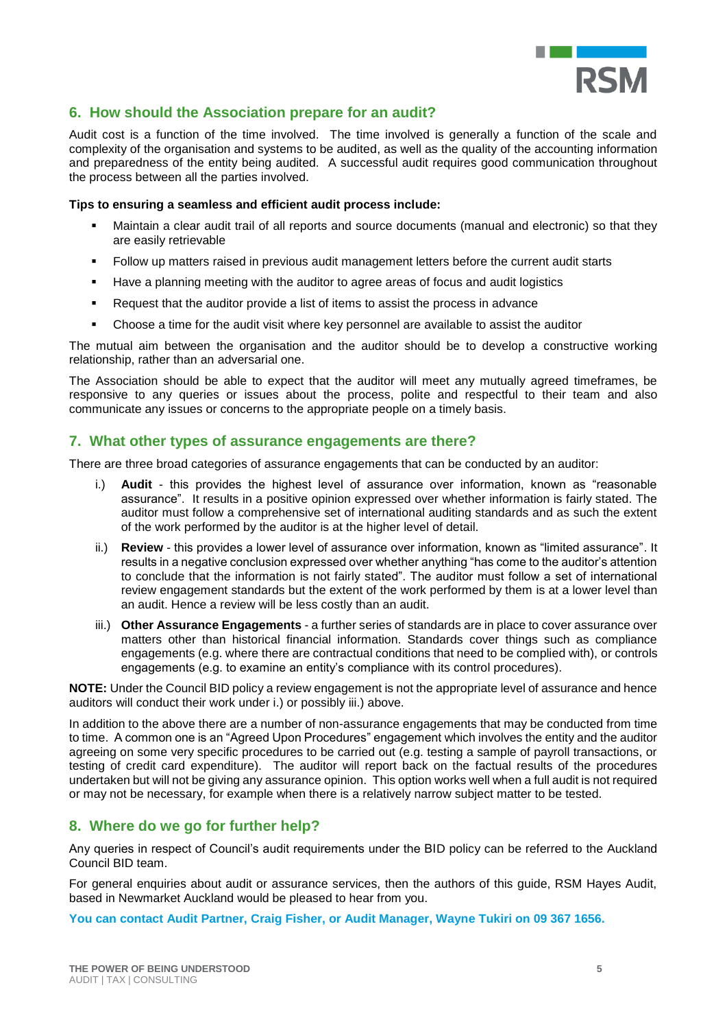## 6. How should the Association prepare for an audit?

Audit cost is a function of the time involved. The time involved is generally a function of the scale and complexity of the organisation and systems to be audited, as well as the quality of the accounting information and preparedness of the entity being audited. A successful audit requires good communication throughout the process between all the parties involved.

**Tips to ensuring a seamless and efficient audit process include:**

- Maintain a clear audit trail of all reports and source documents (manual and electronic) so that they are easily retrievable
- Follow up matters raised in previous audit management letters before the current audit starts
- Have a planning meeting with the auditor to agree areas of focus and audit logistics
- Request that the auditor provide a list of items to assist the process in advance
- Choose a time for the audit visit where key personnel are available to assist the auditor

The mutual aim between the organisation and the auditor should be to develop a constructive working relationship, rather than an adversarial one.

The Association should be able to expect that the auditor will meet any mutually agreed timeframes, be responsive to any queries or issues about the process, polite and respectful to their team and also communicate any issues or concerns to the appropriate people on a timely basis.

## 7. What other types of assurance engagements are there?

There are three broad categories of assurance engagements that can be conducted by an auditor:

i.) **Audit** - this provides the highest level of assurance over information, known as "reasonable assurance". It results in a positive opinion expressed over whether information is fairly stated. The auditor must follow a comprehensive set of international auditing standards and as such the extent of the work performed by the auditor is at the higher level of detail.

ii.) **Review** - this provides a lower level of assurance over information, known as "limited assurance". It results in a negative conclusion expressed over whether anything "has come to the auditor's attention to conclude that the information is not fairly stated". The auditor must follow a set of international review engagement standards but the extent of the work performed by them is at a lower level than an audit. Hence a review will be less costly than an audit.

iii.) **Other Assurance Engagements** - a further series of standards are in place to cover assurance over matters other than historical financial information. Standards cover things such as compliance engagements (e.g. where there are contractual conditions that need to be complied with), or controls engagements (e.g. to examine an entity's compliance with its control procedures).

**NOTE:** Under the Council BID policy a review engagement is not the appropriate level of assurance and hence auditors will conduct their work under i.) or possibly iii.) above.

In addition to the above there are a number of non-assurance engagements that may be conducted from time to time. A common one is an "Agreed Upon Procedures" engagement which involves the entity and the auditor agreeing on some very specific procedures to be carried out (e.g. testing a sample of payroll transactions, or testing of credit card expenditure). The auditor will report back on the factual results of the procedures undertaken but will not be giving any assurance opinion. This option works well when a full audit is not required or may not be necessary, for example when there is a relatively narrow subject matter to be tested.

## 8. Where do we go for further help?

Any queries in respect of Council's audit requirements under the BID policy can be referred to the Auckland Council BID team.

For general enquiries about audit or assurance services, then the authors of this guide, RSM Hayes Audit, based in Newmarket Auckland would be pleased to hear from you.

**You can contact Audit Partner, Craig Fisher, or Audit Manager, Wayne Tukiri on 09 367 1656.**